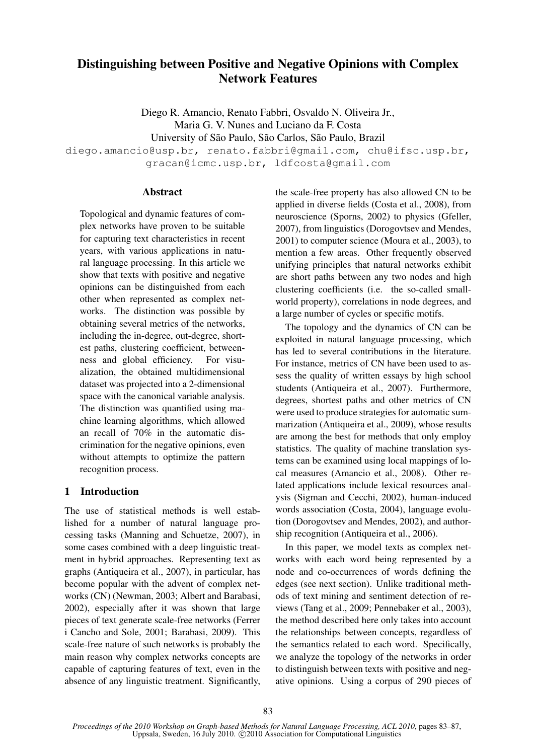# Distinguishing between Positive and Negative Opinions with Complex Network Features

Diego R. Amancio, Renato Fabbri, Osvaldo N. Oliveira Jr.,
Maria G. V. Nunes and Luciano da F. Costa
University of São Paulo, São Carlos, São Paulo, Brazil
diego.amancio@usp.br, renato.fabbri@gmail.com, chu@ifsc.usp.br,
gracan@icmc.usp.br, ldfcosta@gmail.com

## Abstract

Topological and dynamic features of complex networks have proven to be suitable for capturing text characteristics in recent years, with various applications in natural language processing. In this article we show that texts with positive and negative opinions can be distinguished from each other when represented as complex networks. The distinction was possible by obtaining several metrics of the networks, including the in-degree, out-degree, shortest paths, clustering coefficient, betweenness and global efficiency. For visualization, the obtained multidimensional dataset was projected into a 2-dimensional space with the canonical variable analysis. The distinction was quantified using machine learning algorithms, which allowed an recall of 70% in the automatic discrimination for the negative opinions, even without attempts to optimize the pattern recognition process.

## 1 Introduction

The use of statistical methods is well established for a number of natural language processing tasks (Manning and Schuetze, 2007), in some cases combined with a deep linguistic treatment in hybrid approaches. Representing text as graphs (Antiqueira et al., 2007), in particular, has become popular with the advent of complex networks (CN) (Newman, 2003; Albert and Barabasi, 2002), especially after it was shown that large pieces of text generate scale-free networks (Ferrer i Cancho and Sole, 2001; Barabasi, 2009). This scale-free nature of such networks is probably the main reason why complex networks concepts are capable of capturing features of text, even in the absence of any linguistic treatment. Significantly, the scale-free property has also allowed CN to be applied in diverse fields (Costa et al., 2008), from neuroscience (Sporns, 2002) to physics (Gfeller, 2007), from linguistics (Dorogovtsev and Mendes, 2001) to computer science (Moura et al., 2003), to mention a few areas. Other frequently observed unifying principles that natural networks exhibit are short paths between any two nodes and high clustering coefficients (i.e. the so-called small-world property), correlations in node degrees, and a large number of cycles or specific motifs.

The topology and the dynamics of CN can be exploited in natural language processing, which has led to several contributions in the literature. For instance, metrics of CN have been used to assess the quality of written essays by high school students (Antiqueira et al., 2007). Furthermore, degrees, shortest paths and other metrics of CN were used to produce strategies for automatic summarization (Antiqueira et al., 2009), whose results are among the best for methods that only employ statistics. The quality of machine translation systems can be examined using local mappings of local measures (Amancio et al., 2008). Other related applications include lexical resources analysis (Sigman and Cecchi, 2002), human-induced words association (Costa, 2004), language evolution (Dorogovtsev and Mendes, 2002), and authorship recognition (Antiqueira et al., 2006).

In this paper, we model texts as complex networks with each word being represented by a node and co-occurrences of words defining the edges (see next section). Unlike traditional methods of text mining and sentiment detection of reviews (Tang et al., 2009; Pennebaker et al., 2003), the method described here only takes into account the relationships between concepts, regardless of the semantics related to each word. Specifically, we analyze the topology of the networks in order to distinguish between texts with positive and negative opinions. Using a corpus of 290 pieces of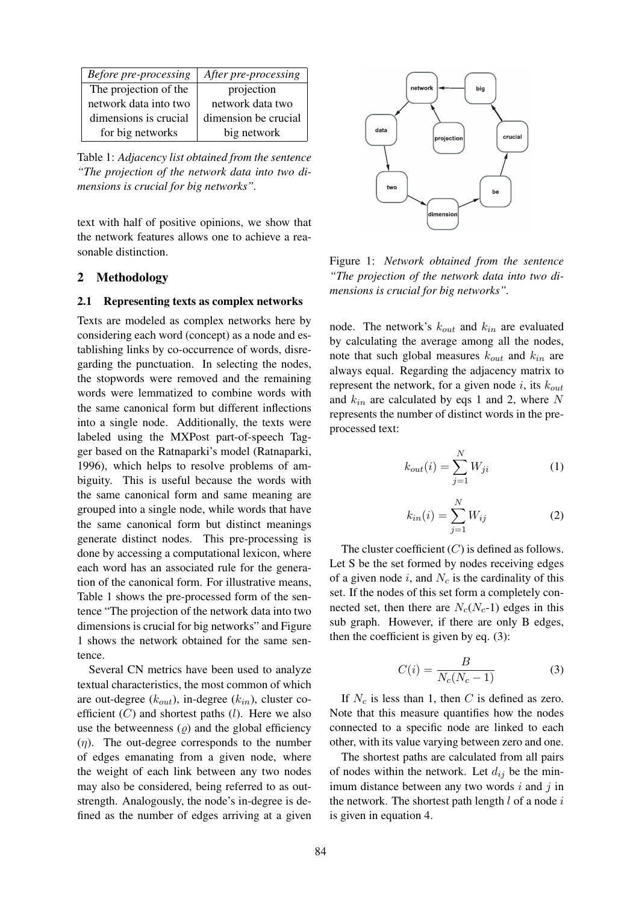| *Before pre-processing* | *After pre-processing* |
|---|---|
| The projection of the network data into two dimensions is crucial for big networks | projection network data two dimension be crucial big network |

Table 1: *Adjacency list obtained from the sentence "The projection of the network data into two dimensions is crucial for big networks".*

text with half of positive opinions, we show that the network features allows one to achieve a reasonable distinction.

## 2 Methodology

### 2.1 Representing texts as complex networks

Texts are modeled as complex networks here by considering each word (concept) as a node and establishing links by co-occurrence of words, disregarding the punctuation. In selecting the nodes, the stopwords were removed and the remaining words were lemmatized to combine words with the same canonical form but different inflections into a single node. Additionally, the texts were labeled using the MXPost part-of-speech Tagger based on the Ratnaparki's model (Ratnaparki, 1996), which helps to resolve problems of ambiguity. This is useful because the words with the same canonical form and same meaning are grouped into a single node, while words that have the same canonical form but distinct meanings generate distinct nodes. This pre-processing is done by accessing a computational lexicon, where each word has an associated rule for the generation of the canonical form. For illustrative means, Table 1 shows the pre-processed form of the sentence "The projection of the network data into two dimensions is crucial for big networks" and Figure 1 shows the network obtained for the same sentence.

Several CN metrics have been used to analyze textual characteristics, the most common of which are out-degree ($k_{out}$), in-degree ($k_{in}$), cluster coefficient ($C$) and shortest paths ($l$). Here we also use the betweenness ($\varrho$) and the global efficiency ($\eta$). The out-degree corresponds to the number of edges emanating from a given node, where the weight of each link between any two nodes may also be considered, being referred to as out-strength. Analogously, the node's in-degree is defined as the number of edges arriving at a given node. The network's $k_{out}$ and $k_{in}$ are evaluated by calculating the average among all the nodes, note that such global measures $k_{out}$ and $k_{in}$ are always equal. Regarding the adjacency matrix to represent the network, for a given node $i$, its $k_{out}$ and $k_{in}$ are calculated by eqs 1 and 2, where $N$ represents the number of distinct words in the pre-processed text:

Figure 1: *Network obtained from the sentence "The projection of the network data into two dimensions is crucial for big networks".*

$$k_{out}(i) = \sum_{j=1}^{N} W_{ji} \tag{1}$$

$$k_{in}(i) = \sum_{j=1}^{N} W_{ij} \tag{2}$$

The cluster coefficient ($C$) is defined as follows. Let S be the set formed by nodes receiving edges of a given node $i$, and $N_c$ is the cardinality of this set. If the nodes of this set form a completely connected set, then there are $N_c$($N_c$-1) edges in this sub graph. However, if there are only B edges, then the coefficient is given by eq. (3):

$$C(i) = \frac{B}{N_c(N_c - 1)} \tag{3}$$

If $N_c$ is less than 1, then $C$ is defined as zero. Note that this measure quantifies how the nodes connected to a specific node are linked to each other, with its value varying between zero and one.

The shortest paths are calculated from all pairs of nodes within the network. Let $d_{ij}$ be the minimum distance between any two words $i$ and $j$ in the network. The shortest path length $l$ of a node $i$ is given in equation 4.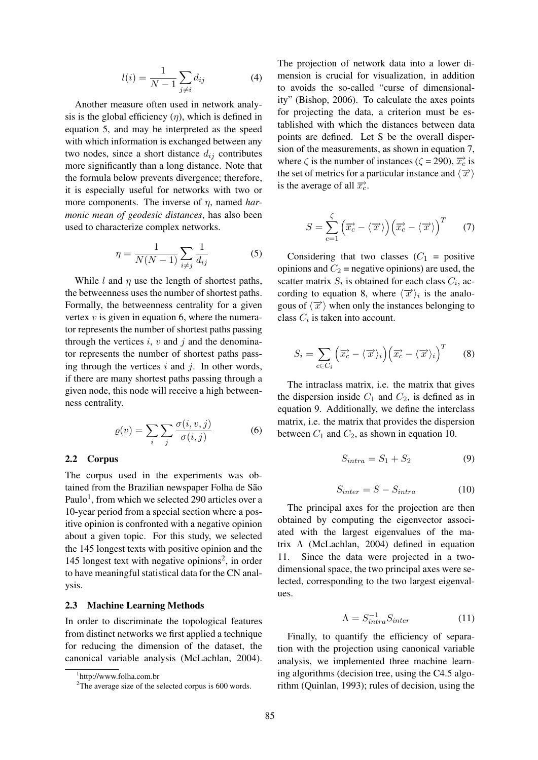$$l(i) = \frac{1}{N-1}\sum_{j \neq i} d_{ij} \quad (4)$$

Another measure often used in network analysis is the global efficiency ($\eta$), which is defined in equation 5, and may be interpreted as the speed with which information is exchanged between any two nodes, since a short distance $d_{ij}$ contributes more significantly than a long distance. Note that the formula below prevents divergence; therefore, it is especially useful for networks with two or more components. The inverse of $\eta$, named *harmonic mean of geodesic distances*, has also been used to characterize complex networks.

$$\eta = \frac{1}{N(N-1)}\sum_{i \neq j} \frac{1}{d_{ij}} \quad (5)$$

While $l$ and $\eta$ use the length of shortest paths, the betweenness uses the number of shortest paths. Formally, the betweenness centrality for a given vertex $v$ is given in equation 6, where the numerator represents the number of shortest paths passing through the vertices $i$, $v$ and $j$ and the denominator represents the number of shortest paths passing through the vertices $i$ and $j$. In other words, if there are many shortest paths passing through a given node, this node will receive a high betweenness centrality.

$$\varrho(v) = \sum_i \sum_j \frac{\sigma(i,v,j)}{\sigma(i,j)} \quad (6)$$

## 2.2 Corpus

The corpus used in the experiments was obtained from the Brazilian newspaper Folha de São Paulo[1], from which we selected 290 articles over a 10-year period from a special section where a positive opinion is confronted with a negative opinion about a given topic. For this study, we selected the 145 longest texts with positive opinion and the 145 longest text with negative opinions[2], in order to have meaningful statistical data for the CN analysis.

## 2.3 Machine Learning Methods

In order to discriminate the topological features from distinct networks we first applied a technique for reducing the dimension of the dataset, the canonical variable analysis (McLachlan, 2004). The projection of network data into a lower dimension is crucial for visualization, in addition to avoids the so-called "curse of dimensionality" (Bishop, 2006). To calculate the axes points for projecting the data, a criterion must be established with which the distances between data points are defined. Let S be the overall dispersion of the measurements, as shown in equation 7, where $\zeta$ is the number of instances ($\zeta$ = 290), $\overrightarrow{x_c}$ is the set of metrics for a particular instance and $\langle \overrightarrow{x} \rangle$ is the average of all $\overrightarrow{x_c}$.

$$S = \sum_{c=1}^{\zeta} \left(\overrightarrow{x_c} - \langle \overrightarrow{x} \rangle\right)\left(\overrightarrow{x_c} - \langle \overrightarrow{x} \rangle\right)^T \quad (7)$$

Considering that two classes ($C_1$ = positive opinions and $C_2$ = negative opinions) are used, the scatter matrix $S_i$ is obtained for each class $C_i$, according to equation 8, where $\langle \overrightarrow{x} \rangle_i$ is the analogous of $\langle \overrightarrow{x} \rangle$ when only the instances belonging to class $C_i$ is taken into account.

$$S_i = \sum_{c \in C_i} \left(\overrightarrow{x_c} - \langle \overrightarrow{x} \rangle_i\right)\left(\overrightarrow{x_c} - \langle \overrightarrow{x} \rangle_i\right)^T \quad (8)$$

The intraclass matrix, i.e. the matrix that gives the dispersion inside $C_1$ and $C_2$, is defined as in equation 9. Additionally, we define the interclass matrix, i.e. the matrix that provides the dispersion between $C_1$ and $C_2$, as shown in equation 10.

$$S_{intra} = S_1 + S_2 \quad (9)$$

$$S_{inter} = S - S_{intra} \quad (10)$$

The principal axes for the projection are then obtained by computing the eigenvector associated with the largest eigenvalues of the matrix $\Lambda$ (McLachlan, 2004) defined in equation 11. Since the data were projected in a two-dimensional space, the two principal axes were selected, corresponding to the two largest eigenvalues.

$$\Lambda = S_{intra}^{-1} S_{inter} \quad (11)$$

Finally, to quantify the efficiency of separation with the projection using canonical variable analysis, we implemented three machine learning algorithms (decision tree, using the C4.5 algorithm (Quinlan, 1993); rules of decision, using the

[1] http://www.folha.com.br

[2] The average size of the selected corpus is 600 words.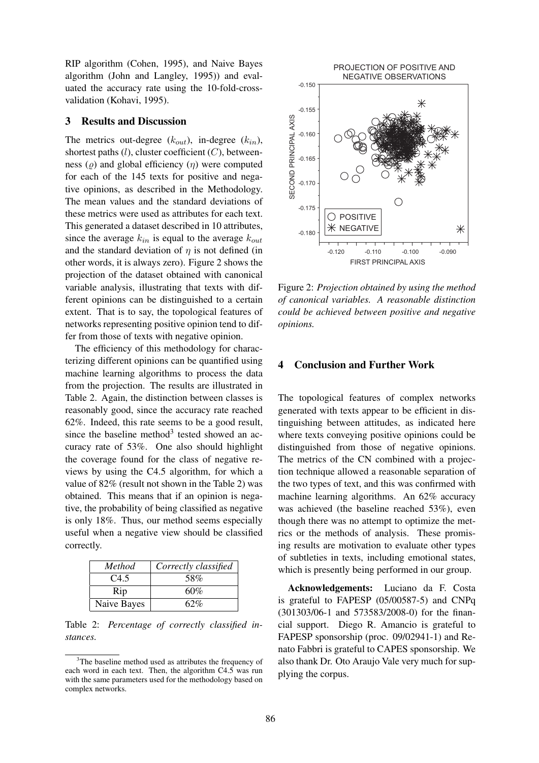RIP algorithm (Cohen, 1995), and Naive Bayes algorithm (John and Langley, 1995)) and evaluated the accuracy rate using the 10-fold-cross-validation (Kohavi, 1995).

## 3 Results and Discussion

The metrics out-degree ($k_{out}$), in-degree ($k_{in}$), shortest paths ($l$), cluster coefficient ($C$), betweenness ($\varrho$) and global efficiency ($\eta$) were computed for each of the 145 texts for positive and negative opinions, as described in the Methodology. The mean values and the standard deviations of these metrics were used as attributes for each text. This generated a dataset described in 10 attributes, since the average $k_{in}$ is equal to the average $k_{out}$ and the standard deviation of $\eta$ is not defined (in other words, it is always zero). Figure 2 shows the projection of the dataset obtained with canonical variable analysis, illustrating that texts with different opinions can be distinguished to a certain extent. That is to say, the topological features of networks representing positive opinion tend to differ from those of texts with negative opinion.

The efficiency of this methodology for characterizing different opinions can be quantified using machine learning algorithms to process the data from the projection. The results are illustrated in Table 2. Again, the distinction between classes is reasonably good, since the accuracy rate reached 62%. Indeed, this rate seems to be a good result, since the baseline method[3] tested showed an accuracy rate of 53%. One also should highlight the coverage found for the class of negative reviews by using the C4.5 algorithm, for which a value of 82% (result not shown in the Table 2) was obtained. This means that if an opinion is negative, the probability of being classified as negative is only 18%. Thus, our method seems especially useful when a negative view should be classified correctly.

| *Method* | *Correctly classified* |
|---|---|
| C4.5 | 58% |
| Rip | 60% |
| Naive Bayes | 62% |

Table 2: *Percentage of correctly classified instances.*

[3]The baseline method used as attributes the frequency of each word in each text. Then, the algorithm C4.5 was run with the same parameters used for the methodology based on complex networks.

Figure 2: *Projection obtained by using the method of canonical variables. A reasonable distinction could be achieved between positive and negative opinions.*

## 4 Conclusion and Further Work

The topological features of complex networks generated with texts appear to be efficient in distinguishing between attitudes, as indicated here where texts conveying positive opinions could be distinguished from those of negative opinions. The metrics of the CN combined with a projection technique allowed a reasonable separation of the two types of text, and this was confirmed with machine learning algorithms. An 62% accuracy was achieved (the baseline reached 53%), even though there was no attempt to optimize the metrics or the methods of analysis. These promising results are motivation to evaluate other types of subtleties in texts, including emotional states, which is presently being performed in our group.

**Acknowledgements:** Luciano da F. Costa is grateful to FAPESP (05/00587-5) and CNPq (301303/06-1 and 573583/2008-0) for the financial support. Diego R. Amancio is grateful to FAPESP sponsorship (proc. 09/02941-1) and Renato Fabbri is grateful to CAPES sponsorship. We also thank Dr. Oto Araujo Vale very much for supplying the corpus.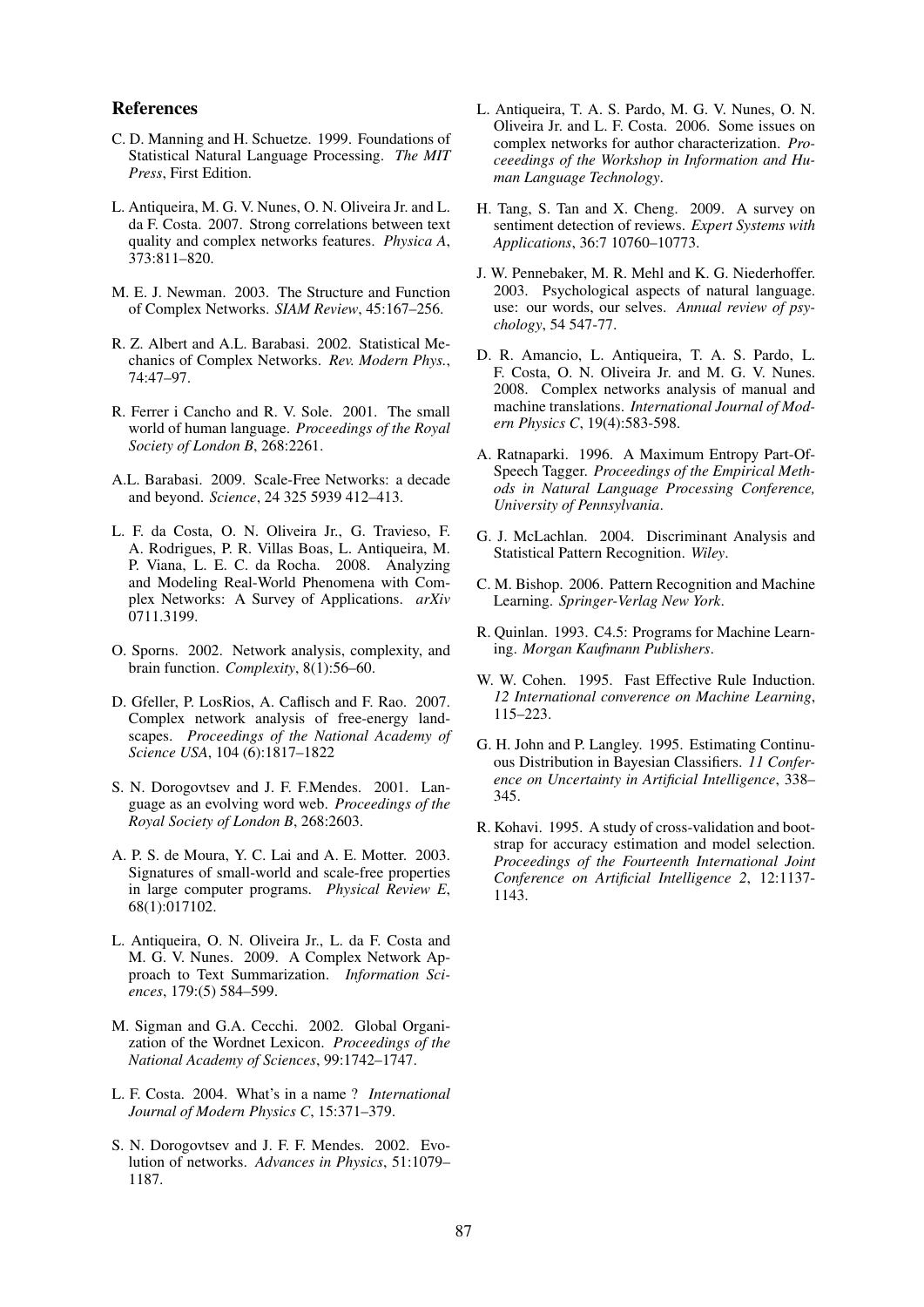## References

C. D. Manning and H. Schuetze. 1999. Foundations of Statistical Natural Language Processing. *The MIT Press*, First Edition.

L. Antiqueira, M. G. V. Nunes, O. N. Oliveira Jr. and L. da F. Costa. 2007. Strong correlations between text quality and complex networks features. *Physica A*, 373:811–820.

M. E. J. Newman. 2003. The Structure and Function of Complex Networks. *SIAM Review*, 45:167–256.

R. Z. Albert and A.L. Barabasi. 2002. Statistical Mechanics of Complex Networks. *Rev. Modern Phys.*, 74:47–97.

R. Ferrer i Cancho and R. V. Sole. 2001. The small world of human language. *Proceedings of the Royal Society of London B*, 268:2261.

A.L. Barabasi. 2009. Scale-Free Networks: a decade and beyond. *Science*, 24 325 5939 412–413.

L. F. da Costa, O. N. Oliveira Jr., G. Travieso, F. A. Rodrigues, P. R. Villas Boas, L. Antiqueira, M. P. Viana, L. E. C. da Rocha. 2008. Analyzing and Modeling Real-World Phenomena with Complex Networks: A Survey of Applications. *arXiv* 0711.3199.

O. Sporns. 2002. Network analysis, complexity, and brain function. *Complexity*, 8(1):56–60.

D. Gfeller, P. LosRios, A. Caflisch and F. Rao. 2007. Complex network analysis of free-energy landscapes. *Proceedings of the National Academy of Science USA*, 104 (6):1817–1822

S. N. Dorogovtsev and J. F. F.Mendes. 2001. Language as an evolving word web. *Proceedings of the Royal Society of London B*, 268:2603.

A. P. S. de Moura, Y. C. Lai and A. E. Motter. 2003. Signatures of small-world and scale-free properties in large computer programs. *Physical Review E*, 68(1):017102.

L. Antiqueira, O. N. Oliveira Jr., L. da F. Costa and M. G. V. Nunes. 2009. A Complex Network Approach to Text Summarization. *Information Sciences*, 179:(5) 584–599.

M. Sigman and G.A. Cecchi. 2002. Global Organization of the Wordnet Lexicon. *Proceedings of the National Academy of Sciences*, 99:1742–1747.

L. F. Costa. 2004. What's in a name ? *International Journal of Modern Physics C*, 15:371–379.

S. N. Dorogovtsev and J. F. F. Mendes. 2002. Evolution of networks. *Advances in Physics*, 51:1079–1187.

L. Antiqueira, T. A. S. Pardo, M. G. V. Nunes, O. N. Oliveira Jr. and L. F. Costa. 2006. Some issues on complex networks for author characterization. *Proceeedings of the Workshop in Information and Human Language Technology*.

H. Tang, S. Tan and X. Cheng. 2009. A survey on sentiment detection of reviews. *Expert Systems with Applications*, 36:7 10760–10773.

J. W. Pennebaker, M. R. Mehl and K. G. Niederhoffer. 2003. Psychological aspects of natural language. use: our words, our selves. *Annual review of psychology*, 54 547-77.

D. R. Amancio, L. Antiqueira, T. A. S. Pardo, L. F. Costa, O. N. Oliveira Jr. and M. G. V. Nunes. 2008. Complex networks analysis of manual and machine translations. *International Journal of Modern Physics C*, 19(4):583-598.

A. Ratnaparki. 1996. A Maximum Entropy Part-Of-Speech Tagger. *Proceedings of the Empirical Methods in Natural Language Processing Conference, University of Pennsylvania*.

G. J. McLachlan. 2004. Discriminant Analysis and Statistical Pattern Recognition. *Wiley*.

C. M. Bishop. 2006. Pattern Recognition and Machine Learning. *Springer-Verlag New York*.

R. Quinlan. 1993. C4.5: Programs for Machine Learning. *Morgan Kaufmann Publishers*.

W. W. Cohen. 1995. Fast Effective Rule Induction. *12 International converence on Machine Learning*, 115–223.

G. H. John and P. Langley. 1995. Estimating Continuous Distribution in Bayesian Classifiers. *11 Conference on Uncertainty in Artificial Intelligence*, 338–345.

R. Kohavi. 1995. A study of cross-validation and bootstrap for accuracy estimation and model selection. *Proceedings of the Fourteenth International Joint Conference on Artificial Intelligence 2*, 12:1137-1143.